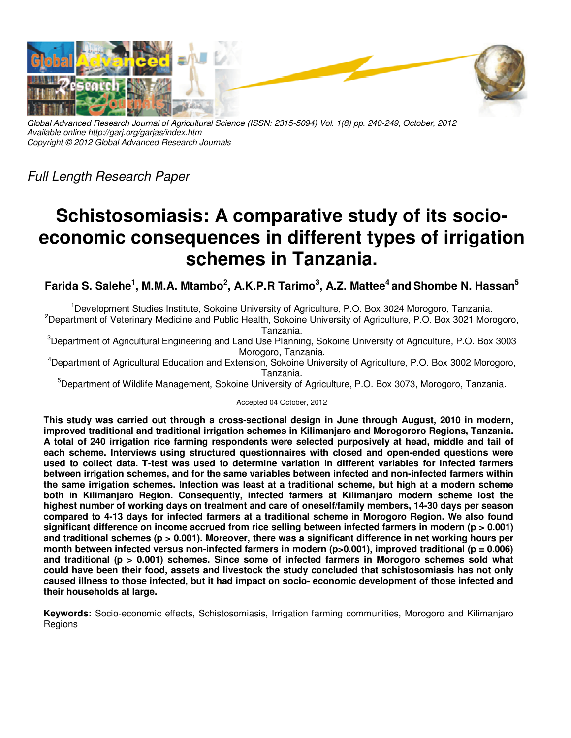Global Advanced Research Journal of Agricultural Science (ISSN: 2315-5094) Vol. 1(8) pp. 240-249, October, 2012
Available online http://garj.org/garjas/index.htm
Copyright © 2012 Global Advanced Research Journals

*Full Length Research Paper*

# Schistosomiasis: A comparative study of its socio-economic consequences in different types of irrigation schemes in Tanzania.

**Farida S. Salehe[1], M.M.A. Mtambo[2], A.K.P.R Tarimo[3], A.Z. Mattee[4] and Shombe N. Hassan[5]**

[1]Development Studies Institute, Sokoine University of Agriculture, P.O. Box 3024 Morogoro, Tanzania.
[2]Department of Veterinary Medicine and Public Health, Sokoine University of Agriculture, P.O. Box 3021 Morogoro, Tanzania.
[3]Department of Agricultural Engineering and Land Use Planning, Sokoine University of Agriculture, P.O. Box 3003 Morogoro, Tanzania.
[4]Department of Agricultural Education and Extension, Sokoine University of Agriculture, P.O. Box 3002 Morogoro, Tanzania.
[5]Department of Wildlife Management, Sokoine University of Agriculture, P.O. Box 3073, Morogoro, Tanzania.

Accepted 04 October, 2012

**This study was carried out through a cross-sectional design in June through August, 2010 in modern, improved traditional and traditional irrigation schemes in Kilimanjaro and Morogororo Regions, Tanzania. A total of 240 irrigation rice farming respondents were selected purposively at head, middle and tail of each scheme. Interviews using structured questionnaires with closed and open-ended questions were used to collect data. T-test was used to determine variation in different variables for infected farmers between irrigation schemes, and for the same variables between infected and non-infected farmers within the same irrigation schemes. Infection was least at a traditional scheme, but high at a modern scheme both in Kilimanjaro Region. Consequently, infected farmers at Kilimanjaro modern scheme lost the highest number of working days on treatment and care of oneself/family members, 14-30 days per season compared to 4-13 days for infected farmers at a traditional scheme in Morogoro Region. We also found significant difference on income accrued from rice selling between infected farmers in modern ($p > 0.001$) and traditional schemes ($p > 0.001$). Moreover, there was a significant difference in net working hours per month between infected versus non-infected farmers in modern ($p>0.001$), improved traditional ($p = 0.006$) and traditional ($p > 0.001$) schemes. Since some of infected farmers in Morogoro schemes sold what could have been their food, assets and livestock the study concluded that schistosomiasis has not only caused illness to those infected, but it had impact on socio- economic development of those infected and their households at large.**

**Keywords:** Socio-economic effects, Schistosomiasis, Irrigation farming communities, Morogoro and Kilimanjaro Regions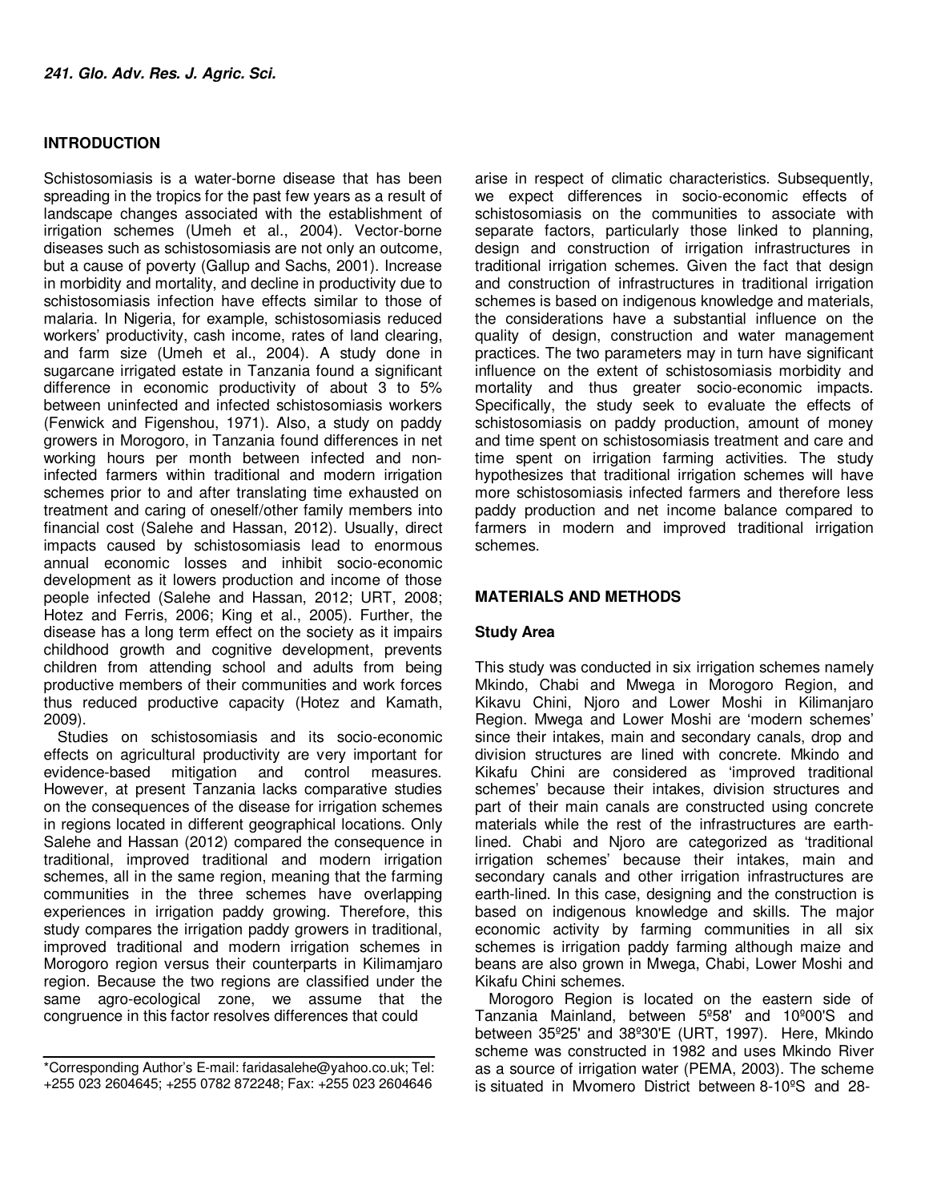## INTRODUCTION

Schistosomiasis is a water-borne disease that has been spreading in the tropics for the past few years as a result of landscape changes associated with the establishment of irrigation schemes (Umeh et al., 2004). Vector-borne diseases such as schistosomiasis are not only an outcome, but a cause of poverty (Gallup and Sachs, 2001). Increase in morbidity and mortality, and decline in productivity due to schistosomiasis infection have effects similar to those of malaria. In Nigeria, for example, schistosomiasis reduced workers' productivity, cash income, rates of land clearing, and farm size (Umeh et al., 2004). A study done in sugarcane irrigated estate in Tanzania found a significant difference in economic productivity of about 3 to 5% between uninfected and infected schistosomiasis workers (Fenwick and Figenshou, 1971). Also, a study on paddy growers in Morogoro, in Tanzania found differences in net working hours per month between infected and non-infected farmers within traditional and modern irrigation schemes prior to and after translating time exhausted on treatment and caring of oneself/other family members into financial cost (Salehe and Hassan, 2012). Usually, direct impacts caused by schistosomiasis lead to enormous annual economic losses and inhibit socio-economic development as it lowers production and income of those people infected (Salehe and Hassan, 2012; URT, 2008; Hotez and Ferris, 2006; King et al., 2005). Further, the disease has a long term effect on the society as it impairs childhood growth and cognitive development, prevents children from attending school and adults from being productive members of their communities and work forces thus reduced productive capacity (Hotez and Kamath, 2009).

Studies on schistosomiasis and its socio-economic effects on agricultural productivity are very important for evidence-based mitigation and control measures. However, at present Tanzania lacks comparative studies on the consequences of the disease for irrigation schemes in regions located in different geographical locations. Only Salehe and Hassan (2012) compared the consequence in traditional, improved traditional and modern irrigation schemes, all in the same region, meaning that the farming communities in the three schemes have overlapping experiences in irrigation paddy growing. Therefore, this study compares the irrigation paddy growers in traditional, improved traditional and modern irrigation schemes in Morogoro region versus their counterparts in Kilimamjaro region. Because the two regions are classified under the same agro-ecological zone, we assume that the congruence in this factor resolves differences that could arise in respect of climatic characteristics. Subsequently, we expect differences in socio-economic effects of schistosomiasis on the communities to associate with separate factors, particularly those linked to planning, design and construction of irrigation infrastructures in traditional irrigation schemes. Given the fact that design and construction of infrastructures in traditional irrigation schemes is based on indigenous knowledge and materials, the considerations have a substantial influence on the quality of design, construction and water management practices. The two parameters may in turn have significant influence on the extent of schistosomiasis morbidity and mortality and thus greater socio-economic impacts. Specifically, the study seek to evaluate the effects of schistosomiasis on paddy production, amount of money and time spent on schistosomiasis treatment and care and time spent on irrigation farming activities. The study hypothesizes that traditional irrigation schemes will have more schistosomiasis infected farmers and therefore less paddy production and net income balance compared to farmers in modern and improved traditional irrigation schemes.

\*Corresponding Author's E-mail: faridasalehe@yahoo.co.uk; Tel: +255 023 2604645; +255 0782 872248; Fax: +255 023 2604646

## MATERIALS AND METHODS

### Study Area

This study was conducted in six irrigation schemes namely Mkindo, Chabi and Mwega in Morogoro Region, and Kikavu Chini, Njoro and Lower Moshi in Kilimanjaro Region. Mwega and Lower Moshi are 'modern schemes' since their intakes, main and secondary canals, drop and division structures are lined with concrete. Mkindo and Kikafu Chini are considered as 'improved traditional schemes' because their intakes, division structures and part of their main canals are constructed using concrete materials while the rest of the infrastructures are earth-lined. Chabi and Njoro are categorized as 'traditional irrigation schemes' because their intakes, main and secondary canals and other irrigation infrastructures are earth-lined. In this case, designing and the construction is based on indigenous knowledge and skills. The major economic activity by farming communities in all six schemes is irrigation paddy farming although maize and beans are also grown in Mwega, Chabi, Lower Moshi and Kikafu Chini schemes.

Morogoro Region is located on the eastern side of Tanzania Mainland, between 5º58' and 10º00'S and between 35º25' and 38º30'E (URT, 1997). Here, Mkindo scheme was constructed in 1982 and uses Mkindo River as a source of irrigation water (PEMA, 2003). The scheme is situated in Mvomero District between 8-10ºS and 28-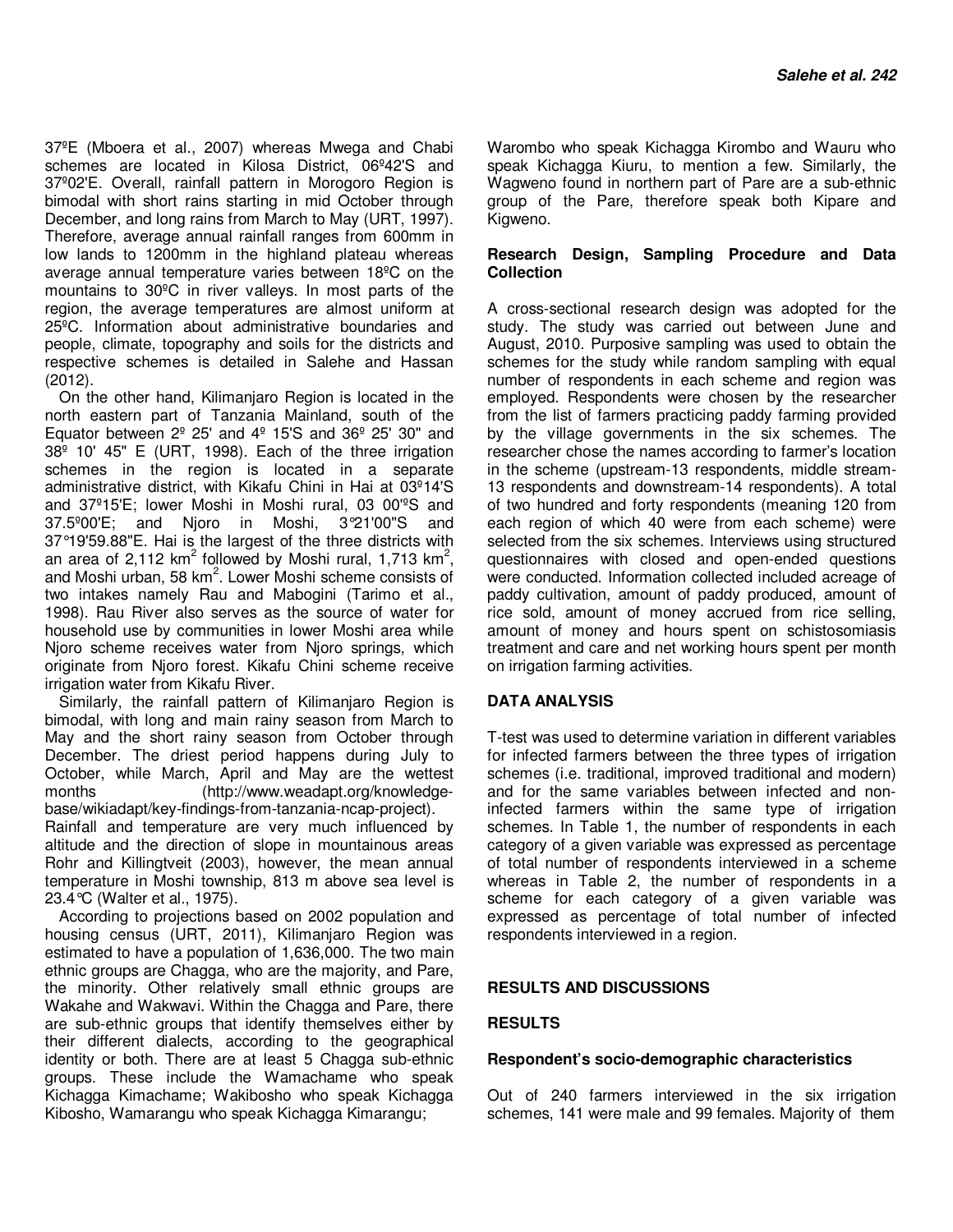37ºE (Mboera et al., 2007) whereas Mwega and Chabi schemes are located in Kilosa District, 06º42'S and 37º02'E. Overall, rainfall pattern in Morogoro Region is bimodal with short rains starting in mid October through December, and long rains from March to May (URT, 1997). Therefore, average annual rainfall ranges from 600mm in low lands to 1200mm in the highland plateau whereas average annual temperature varies between 18ºC on the mountains to 30ºC in river valleys. In most parts of the region, the average temperatures are almost uniform at 25ºC. Information about administrative boundaries and people, climate, topography and soils for the districts and respective schemes is detailed in Salehe and Hassan (2012).

On the other hand, Kilimanjaro Region is located in the north eastern part of Tanzania Mainland, south of the Equator between 2º 25' and 4º 15'S and 36º 25' 30" and 38º 10' 45" E (URT, 1998). Each of the three irrigation schemes in the region is located in a separate administrative district, with Kikafu Chini in Hai at 03º14'S and 37º15'E; lower Moshi in Moshi rural, 03 00''ºS and 37.5º00'E; and Njoro in Moshi, 3°21'00"S and 37°19'59.88"E. Hai is the largest of the three districts with an area of 2,112 km$^2$ followed by Moshi rural, 1,713 km$^2$, and Moshi urban, 58 km$^2$. Lower Moshi scheme consists of two intakes namely Rau and Mabogini (Tarimo et al., 1998). Rau River also serves as the source of water for household use by communities in lower Moshi area while Njoro scheme receives water from Njoro springs, which originate from Njoro forest. Kikafu Chini scheme receive irrigation water from Kikafu River.

Similarly, the rainfall pattern of Kilimanjaro Region is bimodal, with long and main rainy season from March to May and the short rainy season from October through December. The driest period happens during July to October, while March, April and May are the wettest months (http://www.weadapt.org/knowledge-base/wikiadapt/key-findings-from-tanzania-ncap-project). Rainfall and temperature are very much influenced by altitude and the direction of slope in mountainous areas Rohr and Killingtveit (2003), however, the mean annual temperature in Moshi township, 813 m above sea level is 23.4°C (Walter et al., 1975).

According to projections based on 2002 population and housing census (URT, 2011), Kilimanjaro Region was estimated to have a population of 1,636,000. The two main ethnic groups are Chagga, who are the majority, and Pare, the minority. Other relatively small ethnic groups are Wakahe and Wakwavi. Within the Chagga and Pare, there are sub-ethnic groups that identify themselves either by their different dialects, according to the geographical identity or both. There are at least 5 Chagga sub-ethnic groups. These include the Wamachame who speak Kichagga Kimachame; Wakibosho who speak Kichagga Kibosho, Wamarangu who speak Kichagga Kimarangu; Warombo who speak Kichagga Kirombo and Wauru who speak Kichagga Kiuru, to mention a few. Similarly, the Wagweno found in northern part of Pare are a sub-ethnic group of the Pare, therefore speak both Kipare and Kigweno.

### Research Design, Sampling Procedure and Data Collection

A cross-sectional research design was adopted for the study. The study was carried out between June and August, 2010. Purposive sampling was used to obtain the schemes for the study while random sampling with equal number of respondents in each scheme and region was employed. Respondents were chosen by the researcher from the list of farmers practicing paddy farming provided by the village governments in the six schemes. The researcher chose the names according to farmer's location in the scheme (upstream-13 respondents, middle stream-13 respondents and downstream-14 respondents). A total of two hundred and forty respondents (meaning 120 from each region of which 40 were from each scheme) were selected from the six schemes. Interviews using structured questionnaires with closed and open-ended questions were conducted. Information collected included acreage of paddy cultivation, amount of paddy produced, amount of rice sold, amount of money accrued from rice selling, amount of money and hours spent on schistosomiasis treatment and care and net working hours spent per month on irrigation farming activities.

## DATA ANALYSIS

T-test was used to determine variation in different variables for infected farmers between the three types of irrigation schemes (i.e. traditional, improved traditional and modern) and for the same variables between infected and non-infected farmers within the same type of irrigation schemes. In Table 1, the number of respondents in each category of a given variable was expressed as percentage of total number of respondents interviewed in a scheme whereas in Table 2, the number of respondents in a scheme for each category of a given variable was expressed as percentage of total number of infected respondents interviewed in a region.

## RESULTS AND DISCUSSIONS

## RESULTS

### Respondent's socio-demographic characteristics

Out of 240 farmers interviewed in the six irrigation schemes, 141 were male and 99 females. Majority of them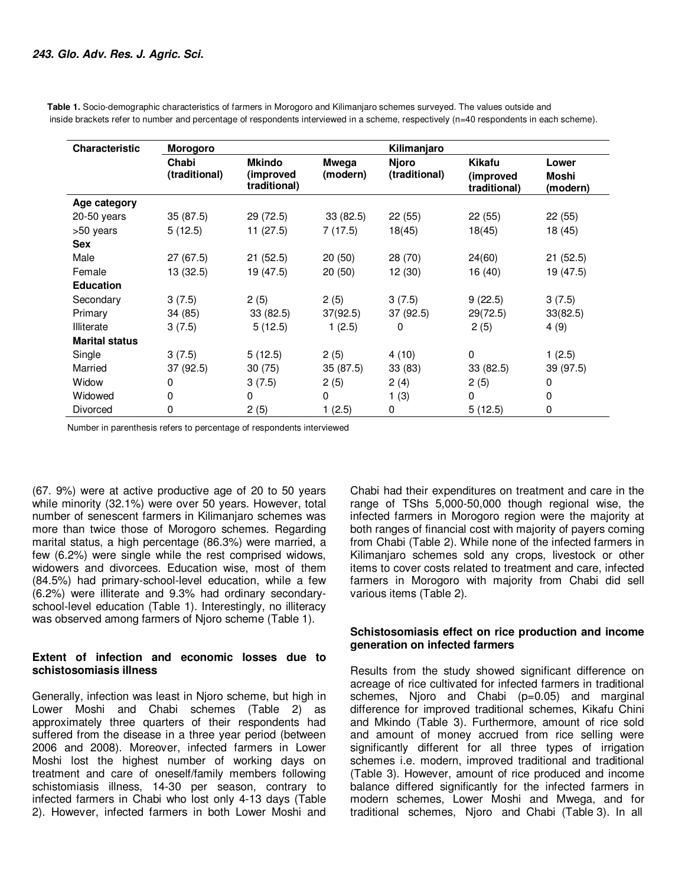**Table 1.** Socio-demographic characteristics of farmers in Morogoro and Kilimanjaro schemes surveyed. The values outside and inside brackets refer to number and percentage of respondents interviewed in a scheme, respectively (n=40 respondents in each scheme).

| Characteristic | Morogoro | | | Kilimanjaro | | |
|---|---|---|---|---|---|---|
| | Chabi (traditional) | Mkindo (improved traditional) | Mwega (modern) | Njoro (traditional) | Kikafu (improved traditional) | Lower Moshi (modern) |
| **Age category** | | | | | | |
| 20-50 years | 35 (87.5) | 29 (72.5) | 33 (82.5) | 22 (55) | 22 (55) | 22 (55) |
| >50 years | 5 (12.5) | 11 (27.5) | 7 (17.5) | 18(45) | 18(45) | 18 (45) |
| **Sex** | | | | | | |
| Male | 27 (67.5) | 21 (52.5) | 20 (50) | 28 (70) | 24(60) | 21 (52.5) |
| Female | 13 (32.5) | 19 (47.5) | 20 (50) | 12 (30) | 16 (40) | 19 (47.5) |
| **Education** | | | | | | |
| Secondary | 3 (7.5) | 2 (5) | 2 (5) | 3 (7.5) | 9 (22.5) | 3 (7.5) |
| Primary | 34 (85) | 33 (82.5) | 37(92.5) | 37 (92.5) | 29(72.5) | 33(82.5) |
| Illiterate | 3 (7.5) | 5 (12.5) | 1 (2.5) | 0 | 2 (5) | 4 (9) |
| **Marital status** | | | | | | |
| Single | 3 (7.5) | 5 (12.5) | 2 (5) | 4 (10) | 0 | 1 (2.5) |
| Married | 37 (92.5) | 30 (75) | 35 (87.5) | 33 (83) | 33 (82.5) | 39 (97.5) |
| Widow | 0 | 3 (7.5) | 2 (5) | 2 (4) | 2 (5) | 0 |
| Widowed | 0 | 0 | 0 | 1 (3) | 0 | 0 |
| Divorced | 0 | 2 (5) | 1 (2.5) | 0 | 5 (12.5) | 0 |

Number in parenthesis refers to percentage of respondents interviewed

(67. 9%) were at active productive age of 20 to 50 years while minority (32.1%) were over 50 years. However, total number of senescent farmers in Kilimanjaro schemes was more than twice those of Morogoro schemes. Regarding marital status, a high percentage (86.3%) were married, a few (6.2%) were single while the rest comprised widows, widowers and divorcees. Education wise, most of them (84.5%) had primary-school-level education, while a few (6.2%) were illiterate and 9.3% had ordinary secondary-school-level education (Table 1). Interestingly, no illiteracy was observed among farmers of Njoro scheme (Table 1).

### Extent of infection and economic losses due to schistosomiasis illness

Generally, infection was least in Njoro scheme, but high in Lower Moshi and Chabi schemes (Table 2) as approximately three quarters of their respondents had suffered from the disease in a three year period (between 2006 and 2008). Moreover, infected farmers in Lower Moshi lost the highest number of working days on treatment and care of oneself/family members following schistomiasis illness, 14-30 per season, contrary to infected farmers in Chabi who lost only 4-13 days (Table 2). However, infected farmers in both Lower Moshi and Chabi had their expenditures on treatment and care in the range of TShs 5,000-50,000 though regional wise, the infected farmers in Morogoro region were the majority at both ranges of financial cost with majority of payers coming from Chabi (Table 2). While none of the infected farmers in Kilimanjaro schemes sold any crops, livestock or other items to cover costs related to treatment and care, infected farmers in Morogoro with majority from Chabi did sell various items (Table 2).

### Schistosomiasis effect on rice production and income generation on infected farmers

Results from the study showed significant difference on acreage of rice cultivated for infected farmers in traditional schemes, Njoro and Chabi (p=0.05) and marginal difference for improved traditional schemes, Kikafu Chini and Mkindo (Table 3). Furthermore, amount of rice sold and amount of money accrued from rice selling were significantly different for all three types of irrigation schemes i.e. modern, improved traditional and traditional (Table 3). However, amount of rice produced and income balance differed significantly for the infected farmers in modern schemes, Lower Moshi and Mwega, and for traditional schemes, Njoro and Chabi (Table 3). In all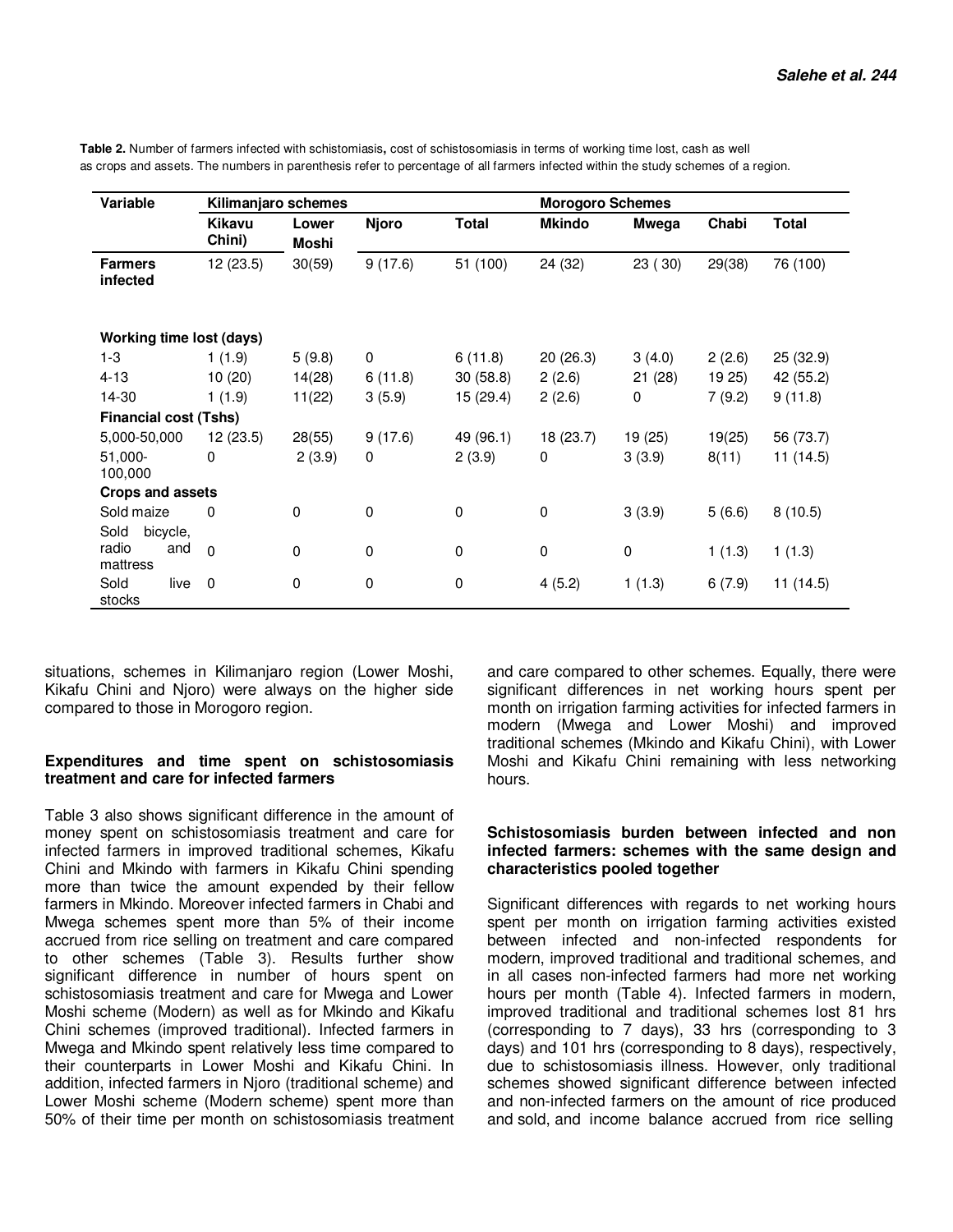**Table 2.** Number of farmers infected with schistomiasis**,** cost of schistosomiasis in terms of working time lost, cash as well as crops and assets. The numbers in parenthesis refer to percentage of all farmers infected within the study schemes of a region.

| Variable | Kilimanjaro schemes | | | | Morogoro Schemes | | | |
|---|---|---|---|---|---|---|---|---|
| | Kikavu Chini) | Lower Moshi | Njoro | Total | Mkindo | Mwega | Chabi | Total |
| **Farmers infected** | 12 (23.5) | 30(59) | 9 (17.6) | 51 (100) | 24 (32) | 23 ( 30) | 29(38) | 76 (100) |
| **Working time lost (days)** | | | | | | | | |
| 1-3 | 1 (1.9) | 5 (9.8) | 0 | 6 (11.8) | 20 (26.3) | 3 (4.0) | 2 (2.6) | 25 (32.9) |
| 4-13 | 10 (20) | 14(28) | 6 (11.8) | 30 (58.8) | 2 (2.6) | 21 (28) | 19 25) | 42 (55.2) |
| 14-30 | 1 (1.9) | 11(22) | 3 (5.9) | 15 (29.4) | 2 (2.6) | 0 | 7 (9.2) | 9 (11.8) |
| **Financial cost (Tshs)** | | | | | | | | |
| 5,000-50,000 | 12 (23.5) | 28(55) | 9 (17.6) | 49 (96.1) | 18 (23.7) | 19 (25) | 19(25) | 56 (73.7) |
| 51,000-100,000 | 0 | 2 (3.9) | 0 | 2 (3.9) | 0 | 3 (3.9) | 8(11) | 11 (14.5) |
| **Crops and assets** | | | | | | | | |
| Sold maize | 0 | 0 | 0 | 0 | 0 | 3 (3.9) | 5 (6.6) | 8 (10.5) |
| Sold bicycle, radio and mattress | 0 | 0 | 0 | 0 | 0 | 0 | 1 (1.3) | 1 (1.3) |
| Sold live stocks | 0 | 0 | 0 | 0 | 4 (5.2) | 1 (1.3) | 6 (7.9) | 11 (14.5) |

situations, schemes in Kilimanjaro region (Lower Moshi, Kikafu Chini and Njoro) were always on the higher side compared to those in Morogoro region.

### Expenditures and time spent on schistosomiasis treatment and care for infected farmers

Table 3 also shows significant difference in the amount of money spent on schistosomiasis treatment and care for infected farmers in improved traditional schemes, Kikafu Chini and Mkindo with farmers in Kikafu Chini spending more than twice the amount expended by their fellow farmers in Mkindo. Moreover infected farmers in Chabi and Mwega schemes spent more than 5% of their income accrued from rice selling on treatment and care compared to other schemes (Table 3). Results further show significant difference in number of hours spent on schistosomiasis treatment and care for Mwega and Lower Moshi scheme (Modern) as well as for Mkindo and Kikafu Chini schemes (improved traditional). Infected farmers in Mwega and Mkindo spent relatively less time compared to their counterparts in Lower Moshi and Kikafu Chini. In addition, infected farmers in Njoro (traditional scheme) and Lower Moshi scheme (Modern scheme) spent more than 50% of their time per month on schistosomiasis treatment and care compared to other schemes. Equally, there were significant differences in net working hours spent per month on irrigation farming activities for infected farmers in modern (Mwega and Lower Moshi) and improved traditional schemes (Mkindo and Kikafu Chini), with Lower Moshi and Kikafu Chini remaining with less networking hours.

### Schistosomiasis burden between infected and non infected farmers: schemes with the same design and characteristics pooled together

Significant differences with regards to net working hours spent per month on irrigation farming activities existed between infected and non-infected respondents for modern, improved traditional and traditional schemes, and in all cases non-infected farmers had more net working hours per month (Table 4). Infected farmers in modern, improved traditional and traditional schemes lost 81 hrs (corresponding to 7 days), 33 hrs (corresponding to 3 days) and 101 hrs (corresponding to 8 days), respectively, due to schistosomiasis illness. However, only traditional schemes showed significant difference between infected and non-infected farmers on the amount of rice produced and sold, and income balance accrued from rice selling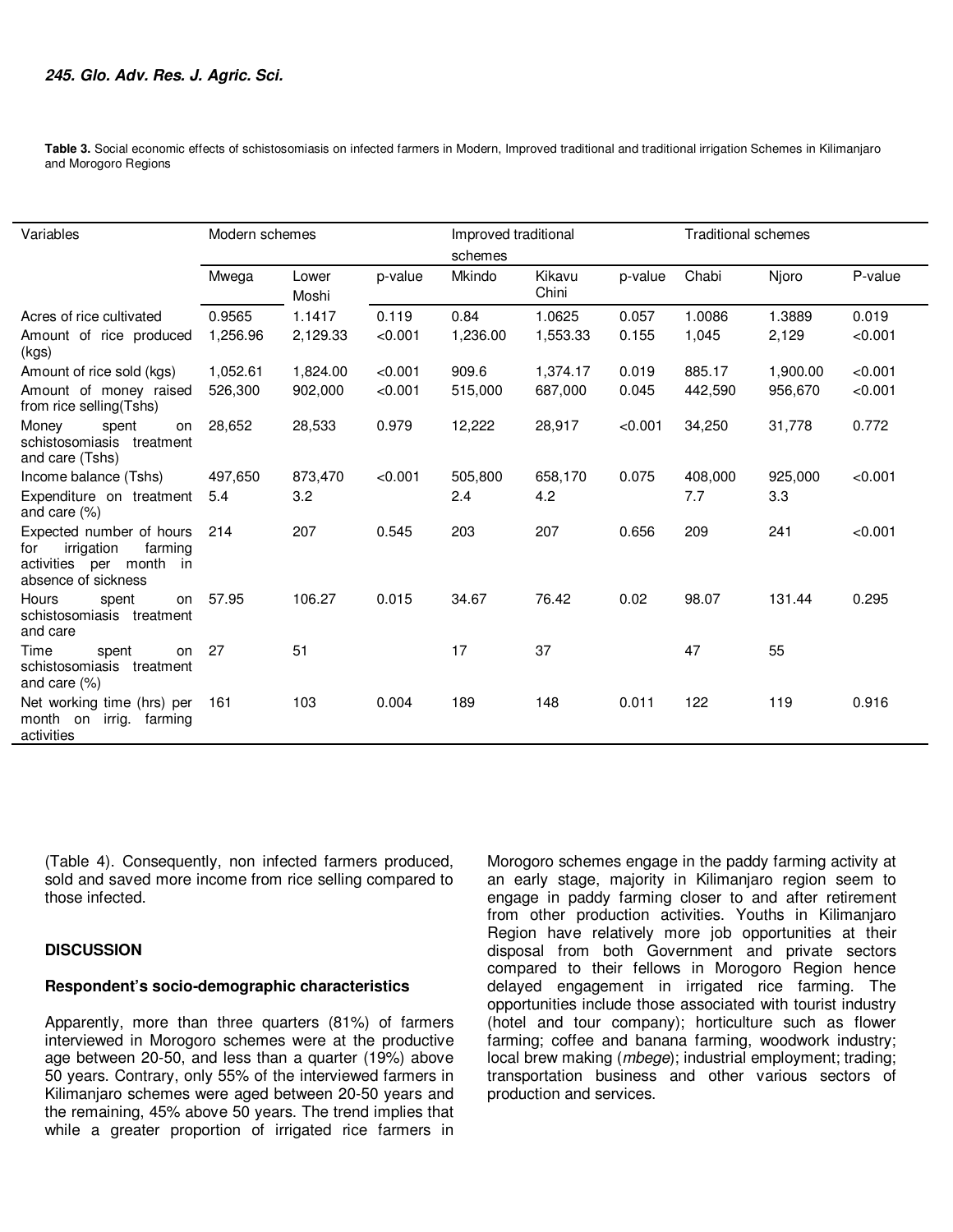**Table 3.** Social economic effects of schistosomiasis on infected farmers in Modern, Improved traditional and traditional irrigation Schemes in Kilimanjaro and Morogoro Regions

| Variables | Modern schemes | | | Improved traditional schemes | | | Traditional schemes | | |
|---|---|---|---|---|---|---|---|---|---|
| | Mwega | Lower Moshi | p-value | Mkindo | Kikavu Chini | p-value | Chabi | Njoro | P-value |
| Acres of rice cultivated | 0.9565 | 1.1417 | 0.119 | 0.84 | 1.0625 | 0.057 | 1.0086 | 1.3889 | 0.019 |
| Amount of rice produced (kgs) | 1,256.96 | 2,129.33 | <0.001 | 1,236.00 | 1,553.33 | 0.155 | 1,045 | 2,129 | <0.001 |
| Amount of rice sold (kgs) | 1,052.61 | 1,824.00 | <0.001 | 909.6 | 1,374.17 | 0.019 | 885.17 | 1,900.00 | <0.001 |
| Amount of money raised from rice selling(Tshs) | 526,300 | 902,000 | <0.001 | 515,000 | 687,000 | 0.045 | 442,590 | 956,670 | <0.001 |
| Money spent on schistosomiasis treatment and care (Tshs) | 28,652 | 28,533 | 0.979 | 12,222 | 28,917 | <0.001 | 34,250 | 31,778 | 0.772 |
| Income balance (Tshs) | 497,650 | 873,470 | <0.001 | 505,800 | 658,170 | 0.075 | 408,000 | 925,000 | <0.001 |
| Expenditure on treatment and care (%) | 5.4 | 3.2 | | 2.4 | 4.2 | | 7.7 | 3.3 | |
| Expected number of hours for irrigation farming activities per month in absence of sickness | 214 | 207 | 0.545 | 203 | 207 | 0.656 | 209 | 241 | <0.001 |
| Hours spent on schistosomiasis treatment and care | 57.95 | 106.27 | 0.015 | 34.67 | 76.42 | 0.02 | 98.07 | 131.44 | 0.295 |
| Time spent on schistosomiasis treatment and care (%) | 27 | 51 | | 17 | 37 | | 47 | 55 | |
| Net working time (hrs) per month on irrig. farming activities | 161 | 103 | 0.004 | 189 | 148 | 0.011 | 122 | 119 | 0.916 |

(Table 4). Consequently, non infected farmers produced, sold and saved more income from rice selling compared to those infected.

## DISCUSSION

### Respondent's socio-demographic characteristics

Apparently, more than three quarters (81%) of farmers interviewed in Morogoro schemes were at the productive age between 20-50, and less than a quarter (19%) above 50 years. Contrary, only 55% of the interviewed farmers in Kilimanjaro schemes were aged between 20-50 years and the remaining, 45% above 50 years. The trend implies that while a greater proportion of irrigated rice farmers in Morogoro schemes engage in the paddy farming activity at an early stage, majority in Kilimanjaro region seem to engage in paddy farming closer to and after retirement from other production activities. Youths in Kilimanjaro Region have relatively more job opportunities at their disposal from both Government and private sectors compared to their fellows in Morogoro Region hence delayed engagement in irrigated rice farming. The opportunities include those associated with tourist industry (hotel and tour company); horticulture such as flower farming; coffee and banana farming, woodwork industry; local brew making (*mbege*); industrial employment; trading; transportation business and other various sectors of production and services.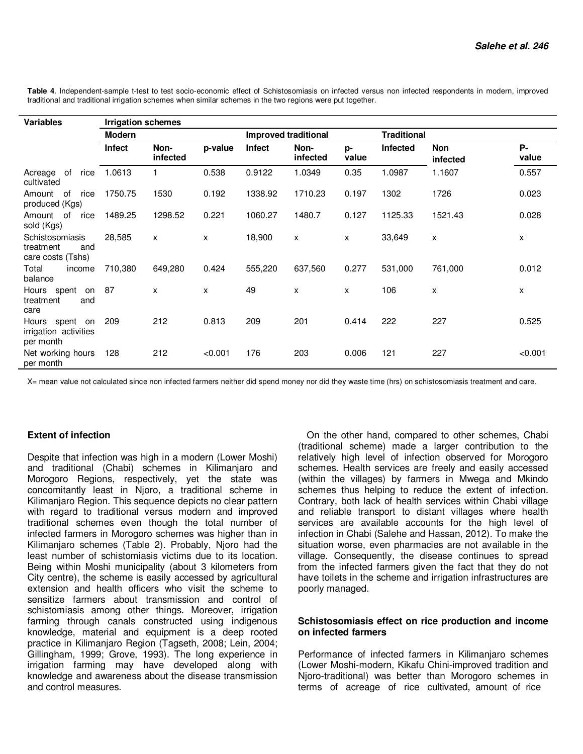**Table 4**. Independent-sample t-test to test socio-economic effect of Schistosomiasis on infected versus non infected respondents in modern, improved traditional and traditional irrigation schemes when similar schemes in the two regions were put together.

| Variables | Irrigation schemes | | | | | | | | |
|---|---|---|---|---|---|---|---|---|---|
| | Modern | | | Improved traditional | | | Traditional | | |
| | Infect | Non-infected | p-value | Infect | Non-infected | p-value | Infected | Non infected | P-value |
| Acreage of rice cultivated | 1.0613 | 1 | 0.538 | 0.9122 | 1.0349 | 0.35 | 1.0987 | 1.1607 | 0.557 |
| Amount of rice produced (Kgs) | 1750.75 | 1530 | 0.192 | 1338.92 | 1710.23 | 0.197 | 1302 | 1726 | 0.023 |
| Amount of rice sold (Kgs) | 1489.25 | 1298.52 | 0.221 | 1060.27 | 1480.7 | 0.127 | 1125.33 | 1521.43 | 0.028 |
| Schistosomiasis treatment and care costs (Tshs) | 28,585 | x | x | 18,900 | x | x | 33,649 | x | x |
| Total income balance | 710,380 | 649,280 | 0.424 | 555,220 | 637,560 | 0.277 | 531,000 | 761,000 | 0.012 |
| Hours spent on treatment and care | 87 | x | x | 49 | x | x | 106 | x | x |
| Hours spent on irrigation activities per month | 209 | 212 | 0.813 | 209 | 201 | 0.414 | 222 | 227 | 0.525 |
| Net working hours per month | 128 | 212 | <0.001 | 176 | 203 | 0.006 | 121 | 227 | <0.001 |

X= mean value not calculated since non infected farmers neither did spend money nor did they waste time (hrs) on schistosomiasis treatment and care.

### Extent of infection

Despite that infection was high in a modern (Lower Moshi) and traditional (Chabi) schemes in Kilimanjaro and Morogoro Regions, respectively, yet the state was concomitantly least in Njoro, a traditional scheme in Kilimanjaro Region. This sequence depicts no clear pattern with regard to traditional versus modern and improved traditional schemes even though the total number of infected farmers in Morogoro schemes was higher than in Kilimanjaro schemes (Table 2). Probably, Njoro had the least number of schistomiasis victims due to its location. Being within Moshi municipality (about 3 kilometers from City centre), the scheme is easily accessed by agricultural extension and health officers who visit the scheme to sensitize farmers about transmission and control of schistomiasis among other things. Moreover, irrigation farming through canals constructed using indigenous knowledge, material and equipment is a deep rooted practice in Kilimanjaro Region (Tagseth, 2008; Lein, 2004; Gillingham, 1999; Grove, 1993). The long experience in irrigation farming may have developed along with knowledge and awareness about the disease transmission and control measures.

On the other hand, compared to other schemes, Chabi (traditional scheme) made a larger contribution to the relatively high level of infection observed for Morogoro schemes. Health services are freely and easily accessed (within the villages) by farmers in Mwega and Mkindo schemes thus helping to reduce the extent of infection. Contrary, both lack of health services within Chabi village and reliable transport to distant villages where health services are available accounts for the high level of infection in Chabi (Salehe and Hassan, 2012). To make the situation worse, even pharmacies are not available in the village. Consequently, the disease continues to spread from the infected farmers given the fact that they do not have toilets in the scheme and irrigation infrastructures are poorly managed.

### Schistosomiasis effect on rice production and income on infected farmers

Performance of infected farmers in Kilimanjaro schemes (Lower Moshi-modern, Kikafu Chini-improved tradition and Njoro-traditional) was better than Morogoro schemes in terms of acreage of rice cultivated, amount of rice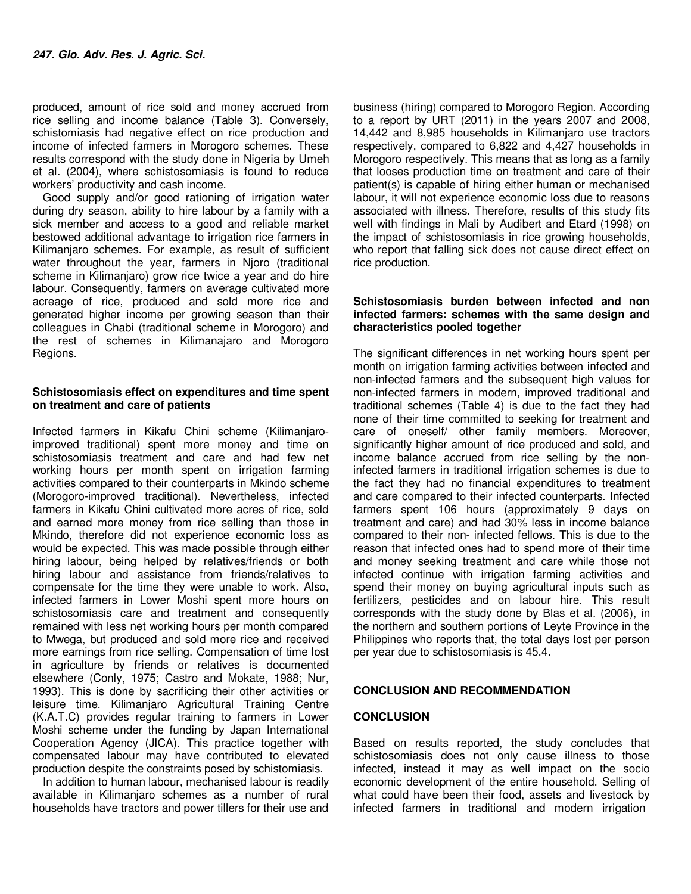produced, amount of rice sold and money accrued from rice selling and income balance (Table 3). Conversely, schistosomiasis had negative effect on rice production and income of infected farmers in Morogoro schemes. These results correspond with the study done in Nigeria by Umeh et al. (2004), where schistosomiasis is found to reduce workers' productivity and cash income.

Good supply and/or good rationing of irrigation water during dry season, ability to hire labour by a family with a sick member and access to a good and reliable market bestowed additional advantage to irrigation rice farmers in Kilimanjaro schemes. For example, as result of sufficient water throughout the year, farmers in Njoro (traditional scheme in Kilimanjaro) grow rice twice a year and do hire labour. Consequently, farmers on average cultivated more acreage of rice, produced and sold more rice and generated higher income per growing season than their colleagues in Chabi (traditional scheme in Morogoro) and the rest of schemes in Kilimanajaro and Morogoro Regions.

### Schistosomiasis effect on expenditures and time spent on treatment and care of patients

Infected farmers in Kikafu Chini scheme (Kilimanjaro-improved traditional) spent more money and time on schistosomiasis treatment and care and had few net working hours per month spent on irrigation farming activities compared to their counterparts in Mkindo scheme (Morogoro-improved traditional). Nevertheless, infected farmers in Kikafu Chini cultivated more acres of rice, sold and earned more money from rice selling than those in Mkindo, therefore did not experience economic loss as would be expected. This was made possible through either hiring labour, being helped by relatives/friends or both hiring labour and assistance from friends/relatives to compensate for the time they were unable to work. Also, infected farmers in Lower Moshi spent more hours on schistosomiasis care and treatment and consequently remained with less net working hours per month compared to Mwega, but produced and sold more rice and received more earnings from rice selling. Compensation of time lost in agriculture by friends or relatives is documented elsewhere (Conly, 1975; Castro and Mokate, 1988; Nur, 1993). This is done by sacrificing their other activities or leisure time. Kilimanjaro Agricultural Training Centre (K.A.T.C) provides regular training to farmers in Lower Moshi scheme under the funding by Japan International Cooperation Agency (JICA). This practice together with compensated labour may have contributed to elevated production despite the constraints posed by schistomiasis.

In addition to human labour, mechanised labour is readily available in Kilimanjaro schemes as a number of rural households have tractors and power tillers for their use and business (hiring) compared to Morogoro Region. According to a report by URT (2011) in the years 2007 and 2008, 14,442 and 8,985 households in Kilimanjaro use tractors respectively, compared to 6,822 and 4,427 households in Morogoro respectively. This means that as long as a family that looses production time on treatment and care of their patient(s) is capable of hiring either human or mechanised labour, it will not experience economic loss due to reasons associated with illness. Therefore, results of this study fits well with findings in Mali by Audibert and Etard (1998) on the impact of schistosomiasis in rice growing households, who report that falling sick does not cause direct effect on rice production.

### Schistosomiasis burden between infected and non infected farmers: schemes with the same design and characteristics pooled together

The significant differences in net working hours spent per month on irrigation farming activities between infected and non-infected farmers and the subsequent high values for non-infected farmers in modern, improved traditional and traditional schemes (Table 4) is due to the fact they had none of their time committed to seeking for treatment and care of oneself/ other family members. Moreover, significantly higher amount of rice produced and sold, and income balance accrued from rice selling by the non-infected farmers in traditional irrigation schemes is due to the fact they had no financial expenditures to treatment and care compared to their infected counterparts. Infected farmers spent 106 hours (approximately 9 days on treatment and care) and had 30% less in income balance compared to their non- infected fellows. This is due to the reason that infected ones had to spend more of their time and money seeking treatment and care while those not infected continue with irrigation farming activities and spend their money on buying agricultural inputs such as fertilizers, pesticides and on labour hire. This result corresponds with the study done by Blas et al. (2006), in the northern and southern portions of Leyte Province in the Philippines who reports that, the total days lost per person per year due to schistosomiasis is 45.4.

## CONCLUSION AND RECOMMENDATION

### CONCLUSION

Based on results reported, the study concludes that schistosomiasis does not only cause illness to those infected, instead it may as well impact on the socio economic development of the entire household. Selling of what could have been their food, assets and livestock by infected farmers in traditional and modern irrigation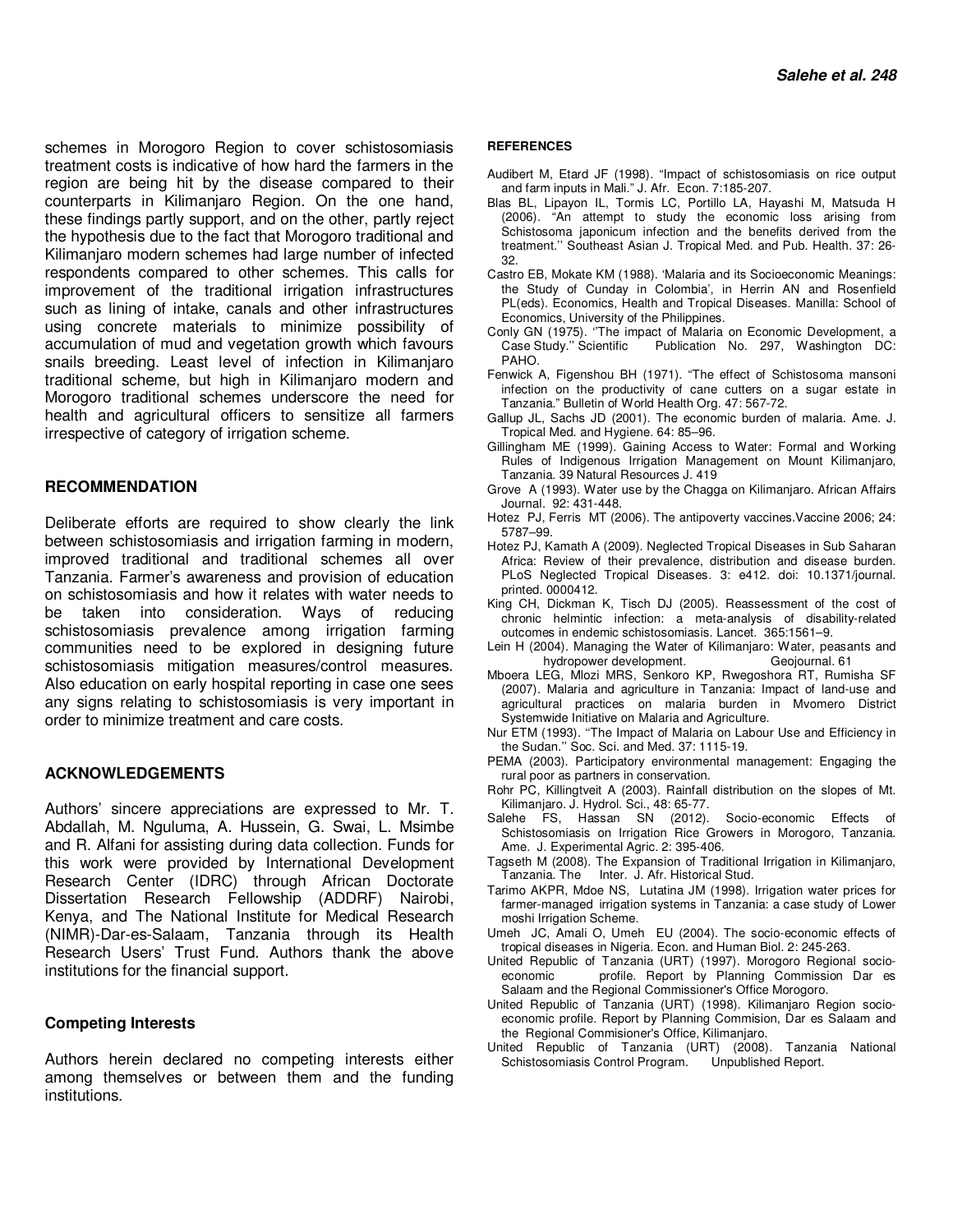schemes in Morogoro Region to cover schistosomiasis treatment costs is indicative of how hard the farmers in the region are being hit by the disease compared to their counterparts in Kilimanjaro Region. On the one hand, these findings partly support, and on the other, partly reject the hypothesis due to the fact that Morogoro traditional and Kilimanjaro modern schemes had large number of infected respondents compared to other schemes. This calls for improvement of the traditional irrigation infrastructures such as lining of intake, canals and other infrastructures using concrete materials to minimize possibility of accumulation of mud and vegetation growth which favours snails breeding. Least level of infection in Kilimanjaro traditional scheme, but high in Kilimanjaro modern and Morogoro traditional schemes underscore the need for health and agricultural officers to sensitize all farmers irrespective of category of irrigation scheme.

## RECOMMENDATION

Deliberate efforts are required to show clearly the link between schistosomiasis and irrigation farming in modern, improved traditional and traditional schemes all over Tanzania. Farmer's awareness and provision of education on schistosomiasis and how it relates with water needs to be taken into consideration. Ways of reducing schistosomiasis prevalence among irrigation farming communities need to be explored in designing future schistosomiasis mitigation measures/control measures. Also education on early hospital reporting in case one sees any signs relating to schistosomiasis is very important in order to minimize treatment and care costs.

## ACKNOWLEDGEMENTS

Authors' sincere appreciations are expressed to Mr. T. Abdallah, M. Nguluma, A. Hussein, G. Swai, L. Msimbe and R. Alfani for assisting during data collection. Funds for this work were provided by International Development Research Center (IDRC) through African Doctorate Dissertation Research Fellowship (ADDRF) Nairobi, Kenya, and The National Institute for Medical Research (NIMR)-Dar-es-Salaam, Tanzania through its Health Research Users' Trust Fund. Authors thank the above institutions for the financial support.

### Competing Interests

Authors herein declared no competing interests either among themselves or between them and the funding institutions.

## REFERENCES

Audibert M, Etard JF (1998). "Impact of schistosomiasis on rice output and farm inputs in Mali." J. Afr. Econ. 7:185-207.

Blas BL, Lipayon IL, Tormis LC, Portillo LA, Hayashi M, Matsuda H (2006). "An attempt to study the economic loss arising from Schistosoma japonicum infection and the benefits derived from the treatment.'' Southeast Asian J. Tropical Med. and Pub. Health. 37: 26-32.

Castro EB, Mokate KM (1988). 'Malaria and its Socioeconomic Meanings: the Study of Cunday in Colombia', in Herrin AN and Rosenfield PL(eds). Economics, Health and Tropical Diseases. Manilla: School of Economics, University of the Philippines.

Conly GN (1975). ''The impact of Malaria on Economic Development, a Case Study.'' Scientific Publication No. 297, Washington DC: PAHO.

Fenwick A, Figenshou BH (1971). "The effect of Schistosoma mansoni infection on the productivity of cane cutters on a sugar estate in Tanzania." Bulletin of World Health Org. 47: 567-72.

Gallup JL, Sachs JD (2001). The economic burden of malaria. Ame. J. Tropical Med. and Hygiene. 64: 85–96.

Gillingham ME (1999). Gaining Access to Water: Formal and Working Rules of Indigenous Irrigation Management on Mount Kilimanjaro, Tanzania. 39 Natural Resources J. 419

Grove A (1993). Water use by the Chagga on Kilimanjaro. African Affairs Journal. 92: 431-448.

Hotez PJ, Ferris MT (2006). The antipoverty vaccines.Vaccine 2006; 24: 5787–99.

Hotez PJ, Kamath A (2009). Neglected Tropical Diseases in Sub Saharan Africa: Review of their prevalence, distribution and disease burden. PLoS Neglected Tropical Diseases. 3: e412. doi: 10.1371/journal. printed. 0000412.

King CH, Dickman K, Tisch DJ (2005). Reassessment of the cost of chronic helmintic infection: a meta-analysis of disability-related outcomes in endemic schistosomiasis. Lancet. 365:1561–9.

Lein H (2004). Managing the Water of Kilimanjaro: Water, peasants and hydropower development. Geojournal. 61

Mboera LEG, Mlozi MRS, Senkoro KP, Rwegoshora RT, Rumisha SF (2007). Malaria and agriculture in Tanzania: Impact of land-use and agricultural practices on malaria burden in Mvomero District Systemwide Initiative on Malaria and Agriculture.

Nur ETM (1993). ''The Impact of Malaria on Labour Use and Efficiency in the Sudan.'' Soc. Sci. and Med. 37: 1115-19.

PEMA (2003). Participatory environmental management: Engaging the rural poor as partners in conservation.

Rohr PC, Killingtveit A (2003). Rainfall distribution on the slopes of Mt. Kilimanjaro. J. Hydrol. Sci., 48: 65-77.

Salehe FS, Hassan SN (2012). Socio-economic Effects of Schistosomiasis on Irrigation Rice Growers in Morogoro, Tanzania. Ame. J. Experimental Agric. 2: 395-406.

Tagseth M (2008). The Expansion of Traditional Irrigation in Kilimanjaro, Tanzania. The Inter. J. Afr. Historical Stud.

Tarimo AKPR, Mdoe NS, Lutatina JM (1998). Irrigation water prices for farmer-managed irrigation systems in Tanzania: a case study of Lower moshi Irrigation Scheme.

Umeh JC, Amali O, Umeh EU (2004). The socio-economic effects of tropical diseases in Nigeria. Econ. and Human Biol. 2: 245-263.

United Republic of Tanzania (URT) (1997). Morogoro Regional socio-economic profile. Report by Planning Commission Dar es Salaam and the Regional Commissioner's Office Morogoro.

United Republic of Tanzania (URT) (1998). Kilimanjaro Region socio-economic profile. Report by Planning Commision, Dar es Salaam and the Regional Commisioner's Office, Kilimanjaro.

United Republic of Tanzania (URT) (2008). Tanzania National Schistosomiasis Control Program. Unpublished Report.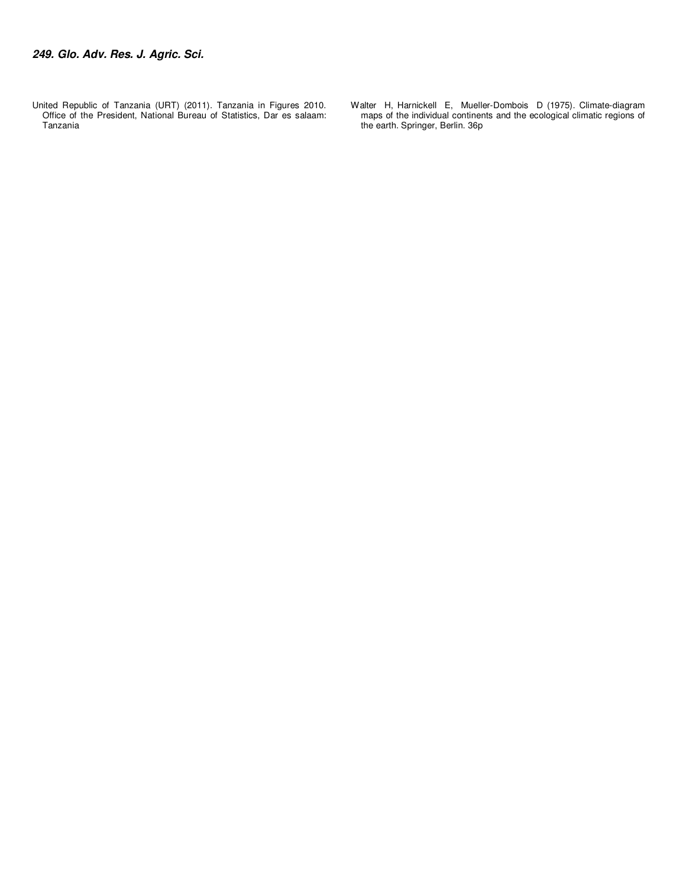United Republic of Tanzania (URT) (2011). Tanzania in Figures 2010. Office of the President, National Bureau of Statistics, Dar es salaam: Tanzania

Walter H, Harnickell E, Mueller-Dombois D (1975). Climate-diagram maps of the individual continents and the ecological climatic regions of the earth. Springer, Berlin. 36p